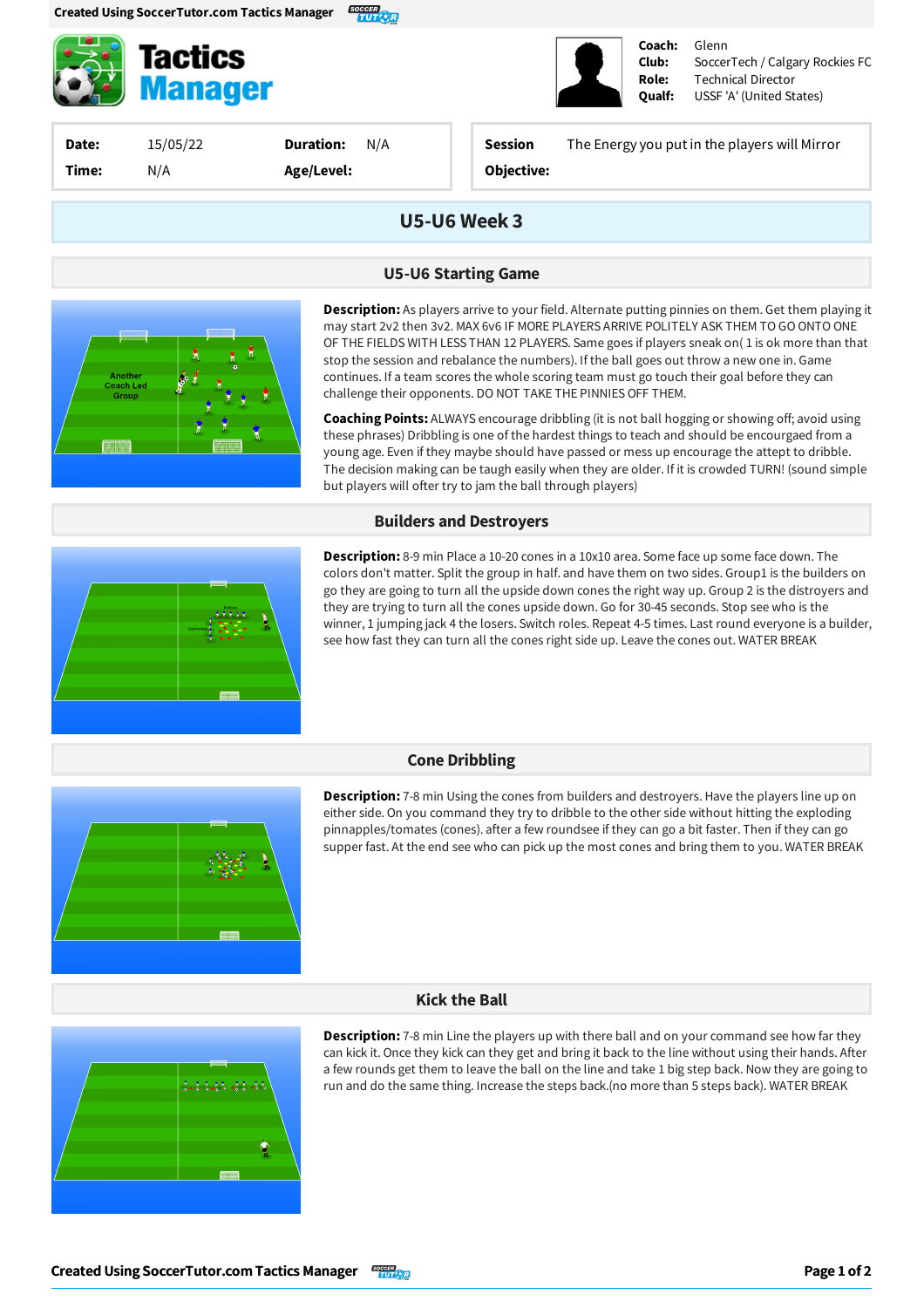Created Using SoccerTutor.com Tactics Manager

# Tactics Manager

**Coach:** Glenn
**Club:** SoccerTech / Calgary Rockies FC
**Role:** Technical Director
**Qualf:** USSF 'A' (United States)

| | | | |
|---|---|---|---|
| **Date:** | 15/05/22 | **Duration:** | N/A |
| **Time:** | N/A | **Age/Level:** | |

**Session Objective:** The Energy you put in the players will Mirror

## U5-U6 Week 3

### U5-U6 Starting Game

**Description:** As players arrive to your field. Alternate putting pinnies on them. Get them playing it may start 2v2 then 3v2. MAX 6v6 IF MORE PLAYERS ARRIVE POLITELY ASK THEM TO GO ONTO ONE OF THE FIELDS WITH LESS THAN 12 PLAYERS. Same goes if players sneak on( 1 is ok more than that stop the session and rebalance the numbers). If the ball goes out throw a new one in. Game continues. If a team scores the whole scoring team must go touch their goal before they can challenge their opponents. DO NOT TAKE THE PINNIES OFF THEM.

**Coaching Points:** ALWAYS encourage dribbling (it is not ball hogging or showing off; avoid using these phrases) Dribbling is one of the hardest things to teach and should be encourgaed from a young age. Even if they maybe should have passed or mess up encourage the attept to dribble. The decision making can be taugh easily when they are older. If it is crowded TURN! (sound simple but players will ofter try to jam the ball through players)

### Builders and Destroyers

**Description:** 8-9 min Place a 10-20 cones in a 10x10 area. Some face up some face down. The colors don't matter. Split the group in half. and have them on two sides. Group1 is the builders on go they are going to turn all the upside down cones the right way up. Group 2 is the distroyers and they are trying to turn all the cones upside down. Go for 30-45 seconds. Stop see who is the winner, 1 jumping jack 4 the losers. Switch roles. Repeat 4-5 times. Last round everyone is a builder, see how fast they can turn all the cones right side up. Leave the cones out. WATER BREAK

### Cone Dribbling

**Description:** 7-8 min Using the cones from builders and destroyers. Have the players line up on either side. On you command they try to dribble to the other side without hitting the exploding pinnapples/tomates (cones). after a few roundsee if they can go a bit faster. Then if they can go supper fast. At the end see who can pick up the most cones and bring them to you. WATER BREAK

### Kick the Ball

**Description:** 7-8 min Line the players up with there ball and on your command see how far they can kick it. Once they kick can they get and bring it back to the line without using their hands. After a few rounds get them to leave the ball on the line and take 1 big step back. Now they are going to run and do the same thing. Increase the steps back.(no more than 5 steps back). WATER BREAK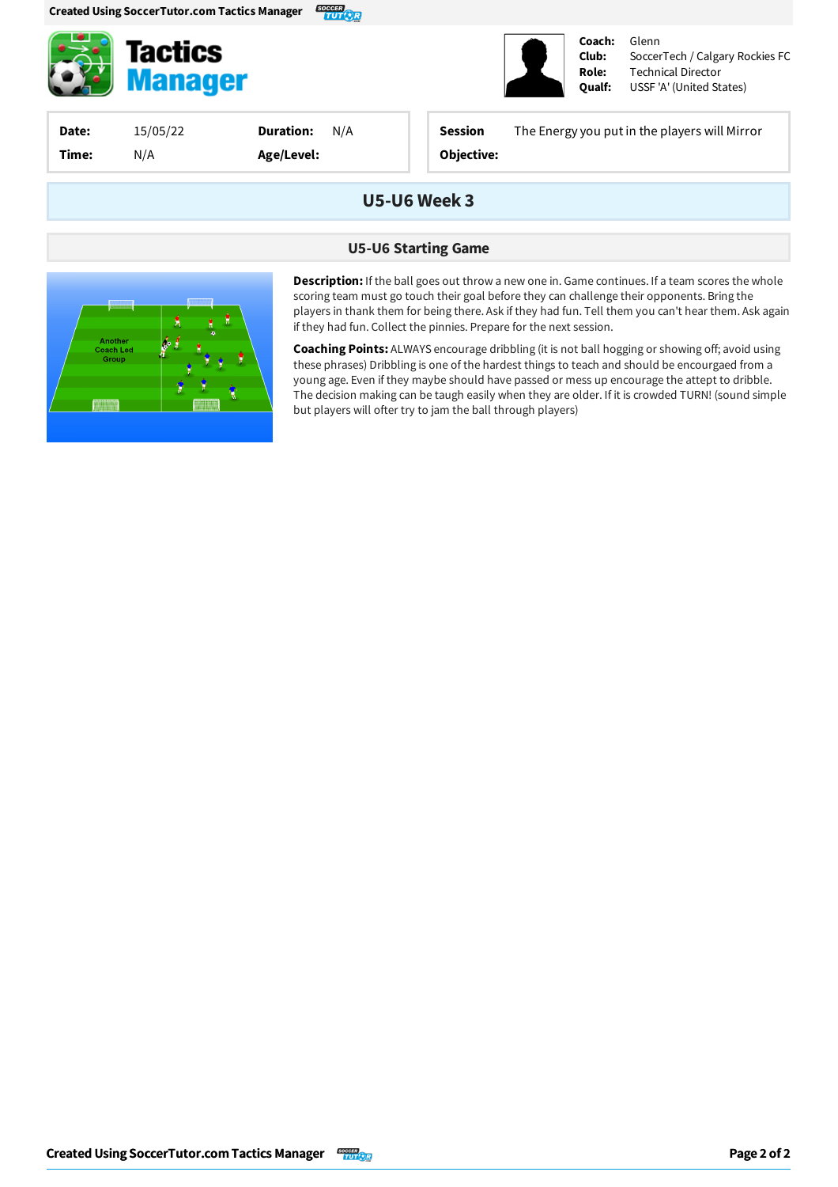**Tactics Manager**

**Coach:** Glenn
**Club:** SoccerTech / Calgary Rockies FC
**Role:** Technical Director
**Qualf:** USSF 'A' (United States)

| | | | |
|---|---|---|---|
| **Date:** | 15/05/22 | **Duration:** | N/A |
| **Time:** | N/A | **Age/Level:** | |

**Session Objective:** The Energy you put in the players will Mirror

# U5-U6 Week 3

## U5-U6 Starting Game

Another Coach Led Group

**Description:** If the ball goes out throw a new one in. Game continues. If a team scores the whole scoring team must go touch their goal before they can challenge their opponents. Bring the players in thank them for being there. Ask if they had fun. Tell them you can't hear them. Ask again if they had fun. Collect the pinnies. Prepare for the next session.

**Coaching Points:** ALWAYS encourage dribbling (it is not ball hogging or showing off; avoid using these phrases) Dribbling is one of the hardest things to teach and should be encourgaed from a young age. Even if they maybe should have passed or mess up encourage the attept to dribble. The decision making can be taugh easily when they are older. If it is crowded TURN! (sound simple but players will ofter try to jam the ball through players)